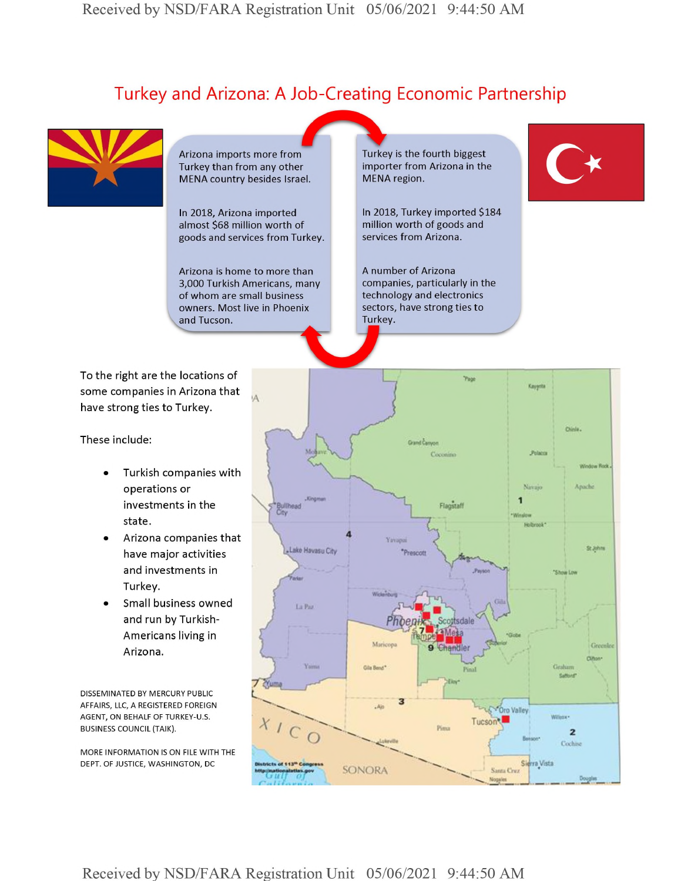# Turkey and Arizona: A Job-Creating Economic Partnership

Arizona imports more from Turkey than from any other MENA country besides Israel.

In 2018, Arizona imported almost $68 million worth of goods and services from Turkey.

Arizona is home to more than 3,000 Turkish Americans, many of whom are small business owners. Most live in Phoenix and Tucson.

Turkey is the fourth biggest importer from Arizona in the MENA region.

In 2018, Turkey imported $184 million worth of goods and services from Arizona.

A number of Arizona companies, particularly in the technology and electronics sectors, have strong ties to Turkey.

To the right are the locations of some companies in Arizona that have strong ties to Turkey.

These include:

- Turkish companies with operations or investments in the state.
- Arizona companies that have major activities and investments in Turkey.
- Small business owned and run by Turkish-Americans living in Arizona.

DISSEMINATED BY MERCURY PUBLIC AFFAIRS, LLC, A REGISTERED FOREIGN AGENT, ON BEHALF OF TURKEY-U.S. BUSINESS COUNCIL (TAIK).

MORE INFORMATION IS ON FILE WITH THE DEPT. OF JUSTICE, WASHINGTON, DC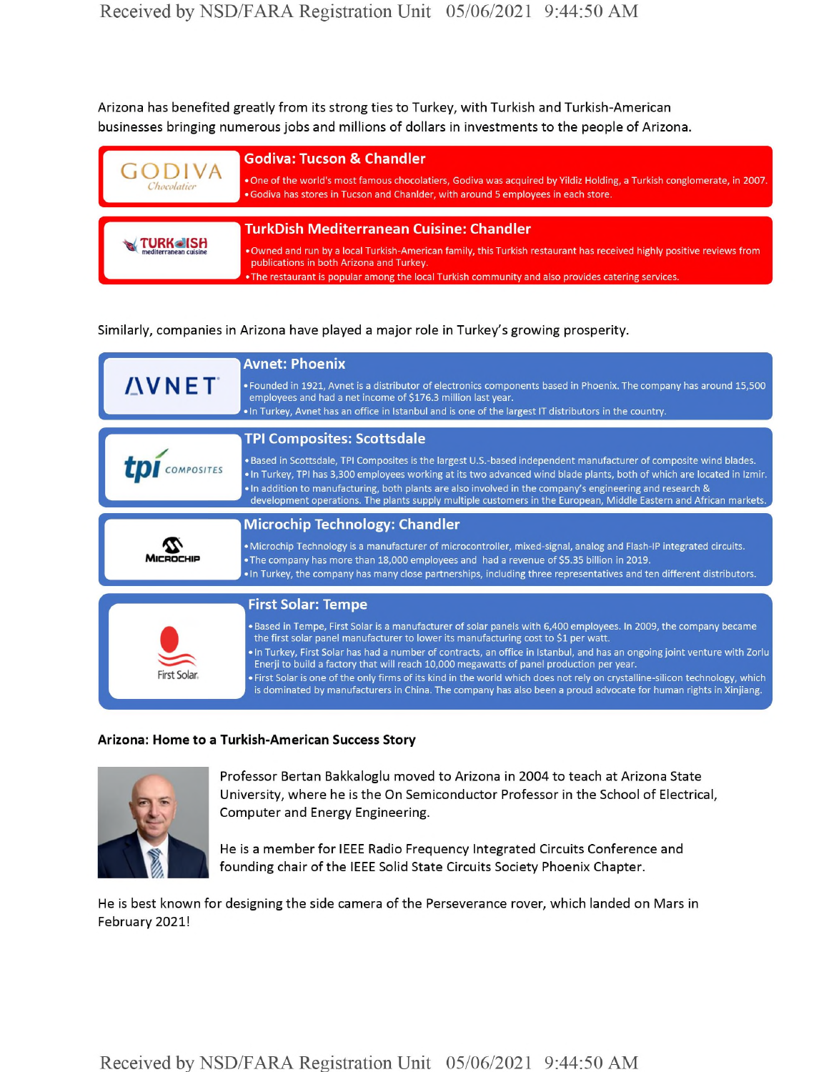Arizona has benefited greatly from its strong ties to Turkey, with Turkish and Turkish-American businesses bringing numerous jobs and millions of dollars in investments to the people of Arizona.

### Godiva: Tucson & Chandler

- One of the world's most famous chocolatiers, Godiva was acquired by Yildiz Holding, a Turkish conglomerate, in 2007.
- Godiva has stores in Tucson and Chanlder, with around 5 employees in each store.

### TurkDish Mediterranean Cuisine: Chandler

- Owned and run by a local Turkish-American family, this Turkish restaurant has received highly positive reviews from publications in both Arizona and Turkey.
- The restaurant is popular among the local Turkish community and also provides catering services.

Similarly, companies in Arizona have played a major role in Turkey's growing prosperity.

### Avnet: Phoenix

- Founded in 1921, Avnet is a distributor of electronics components based in Phoenix. The company has around 15,500 employees and had a net income of $176.3 million last year.
- In Turkey, Avnet has an office in Istanbul and is one of the largest IT distributors in the country.

### TPI Composites: Scottsdale

- Based in Scottsdale, TPI Composites is the largest U.S.-based independent manufacturer of composite wind blades.
- In Turkey, TPI has 3,300 employees working at its two advanced wind blade plants, both of which are located in Izmir.
- In addition to manufacturing, both plants are also involved in the company's engineering and research & development operations. The plants supply multiple customers in the European, Middle Eastern and African markets.

### Microchip Technology: Chandler

- Microchip Technology is a manufacturer of microcontroller, mixed-signal, analog and Flash-IP integrated circuits.
- The company has more than 18,000 employees and had a revenue of $5.35 billion in 2019.
- In Turkey, the company has many close partnerships, including three representatives and ten different distributors.

### First Solar: Tempe

- Based in Tempe, First Solar is a manufacturer of solar panels with 6,400 employees. In 2009, the company became the first solar panel manufacturer to lower its manufacturing cost to $1 per watt.
- In Turkey, First Solar has had a number of contracts, an office in Istanbul, and has an ongoing joint venture with Zorlu Enerji to build a factory that will reach 10,000 megawatts of panel production per year.
- First Solar is one of the only firms of its kind in the world which does not rely on crystalline-silicon technology, which is dominated by manufacturers in China. The company has also been a proud advocate for human rights in Xinjiang.

**Arizona: Home to a Turkish-American Success Story**

Professor Bertan Bakkaloglu moved to Arizona in 2004 to teach at Arizona State University, where he is the On Semiconductor Professor in the School of Electrical, Computer and Energy Engineering.

He is a member for IEEE Radio Frequency Integrated Circuits Conference and founding chair of the IEEE Solid State Circuits Society Phoenix Chapter.

He is best known for designing the side camera of the Perseverance rover, which landed on Mars in February 2021!